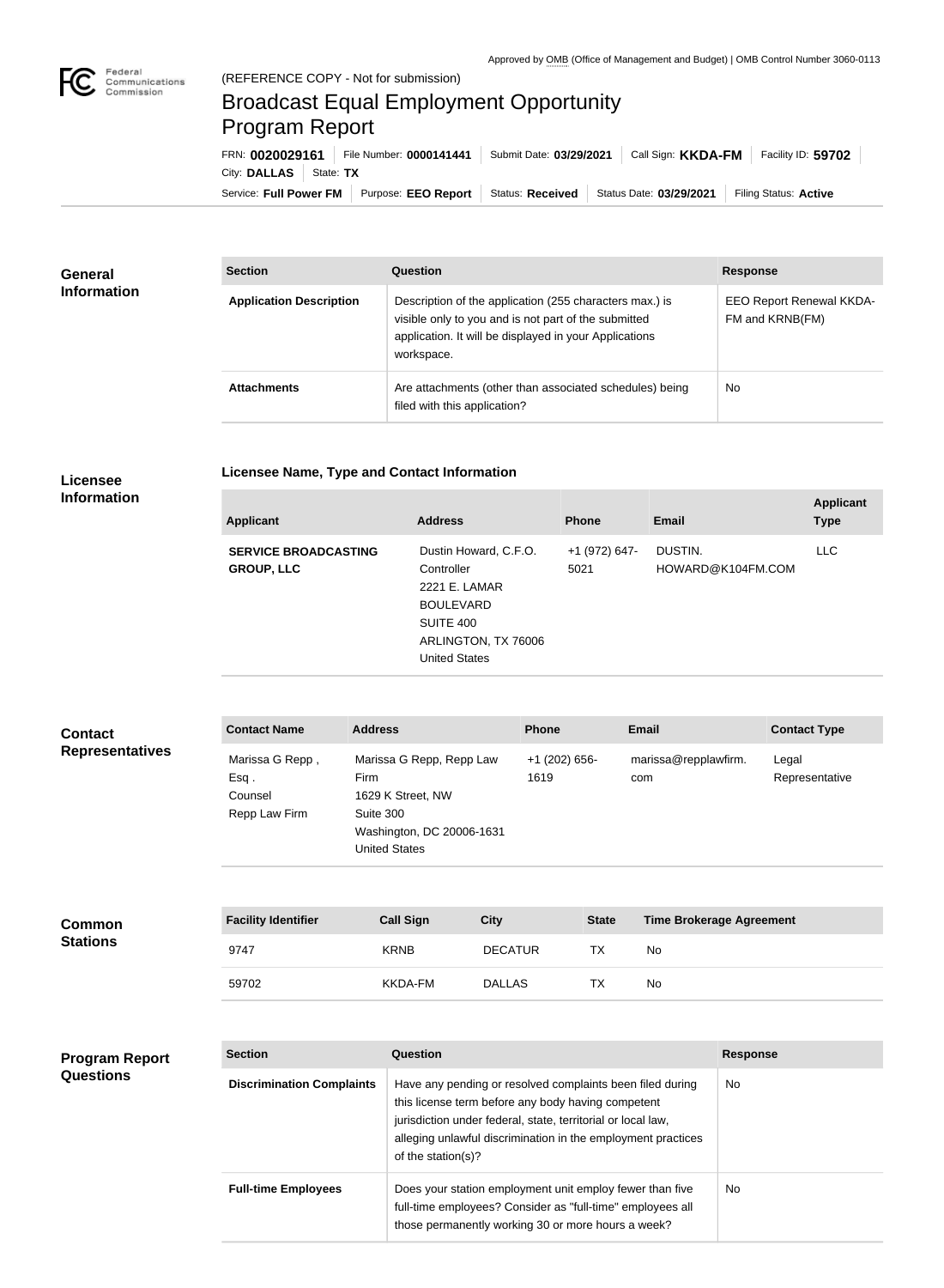Approved by OMB (Office of Management and Budget) | OMB Control Number 3060-0113

(REFERENCE COPY - Not for submission)

# Broadcast Equal Employment Opportunity Program Report

FRN: **0020029161** | File Number: **0000141441** | Submit Date: **03/29/2021** | Call Sign: **KKDA-FM** | Facility ID: **59702** | City: **DALLAS** | State: **TX**

Service: **Full Power FM** | Purpose: **EEO Report** | Status: **Received** | Status Date: **03/29/2021** | Filing Status: **Active**

## General Information

| Section | Question | Response |
| --- | --- | --- |
| **Application Description** | Description of the application (255 characters max.) is visible only to you and is not part of the submitted application. It will be displayed in your Applications workspace. | EEO Report Renewal KKDA-FM and KRNB(FM) |
| **Attachments** | Are attachments (other than associated schedules) being filed with this application? | No |

## Licensee Information

### Licensee Name, Type and Contact Information

| Applicant | Address | Phone | Email | Applicant Type |
| --- | --- | --- | --- | --- |
| **SERVICE BROADCASTING GROUP, LLC** | Dustin Howard, C.F.O. Controller 2221 E. LAMAR BOULEVARD SUITE 400 ARLINGTON, TX 76006 United States | +1 (972) 647-5021 | DUSTIN.HOWARD@K104FM.COM | LLC |

## Contact Representatives

| Contact Name | Address | Phone | Email | Contact Type |
| --- | --- | --- | --- | --- |
| Marissa G Repp , Esq . Counsel Repp Law Firm | Marissa G Repp, Repp Law Firm 1629 K Street, NW Suite 300 Washington, DC 20006-1631 United States | +1 (202) 656-1619 | marissa@repplawfirm.com | Legal Representative |

## Common Stations

| Facility Identifier | Call Sign | City | State | Time Brokerage Agreement |
| --- | --- | --- | --- | --- |
| 9747 | KRNB | DECATUR | TX | No |
| 59702 | KKDA-FM | DALLAS | TX | No |

## Program Report Questions

| Section | Question | Response |
| --- | --- | --- |
| **Discrimination Complaints** | Have any pending or resolved complaints been filed during this license term before any body having competent jurisdiction under federal, state, territorial or local law, alleging unlawful discrimination in the employment practices of the station(s)? | No |
| **Full-time Employees** | Does your station employment unit employ fewer than five full-time employees? Consider as "full-time" employees all those permanently working 30 or more hours a week? | No |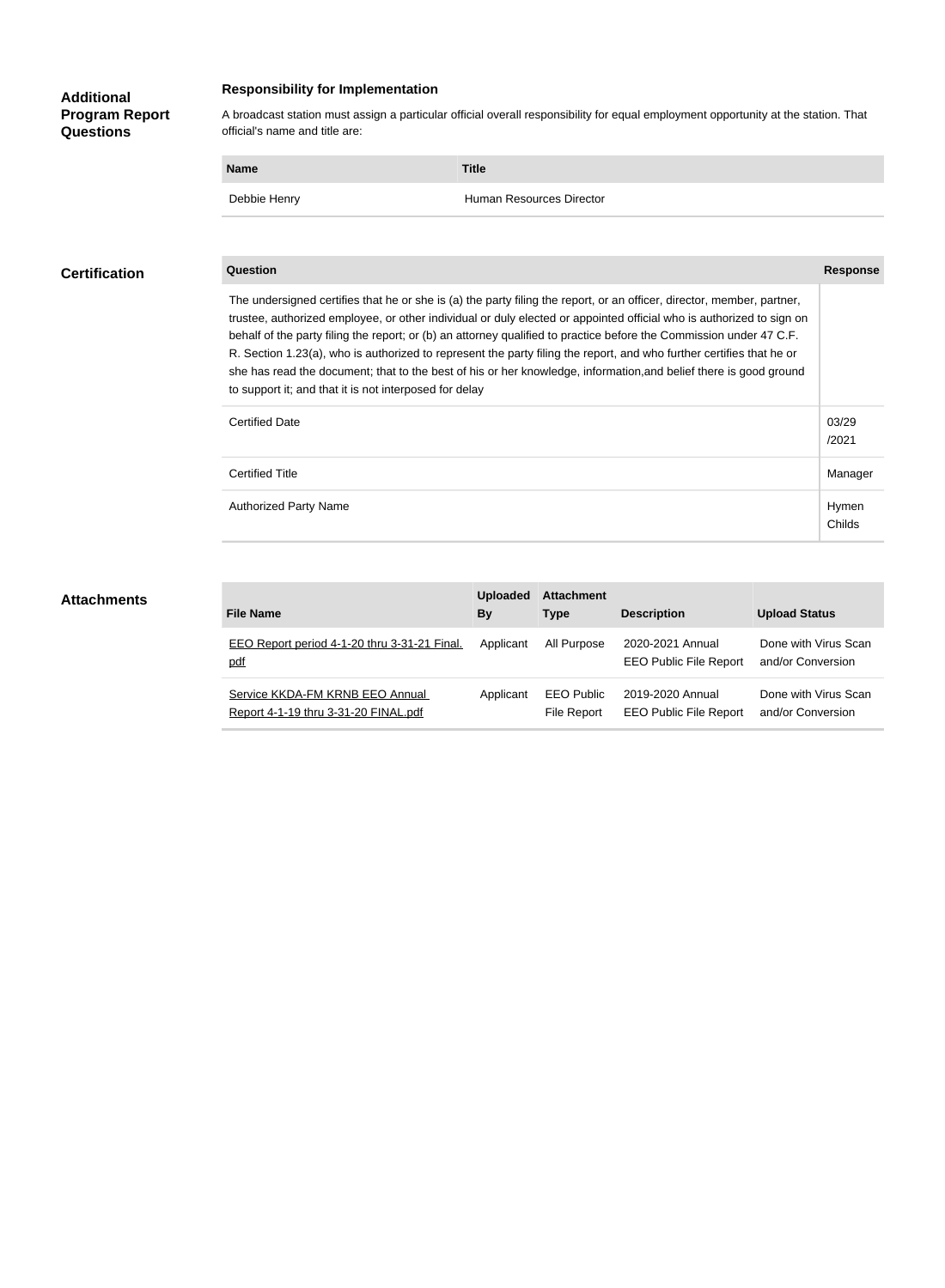## Additional Program Report Questions

### Responsibility for Implementation

A broadcast station must assign a particular official overall responsibility for equal employment opportunity at the station. That official's name and title are:

| Name | Title |
|---|---|
| Debbie Henry | Human Resources Director |

## Certification

| Question | Response |
|---|---|
| The undersigned certifies that he or she is (a) the party filing the report, or an officer, director, member, partner, trustee, authorized employee, or other individual or duly elected or appointed official who is authorized to sign on behalf of the party filing the report; or (b) an attorney qualified to practice before the Commission under 47 C.F. R. Section 1.23(a), who is authorized to represent the party filing the report, and who further certifies that he or she has read the document; that to the best of his or her knowledge, information,and belief there is good ground to support it; and that it is not interposed for delay | |
| Certified Date | 03/29/2021 |
| Certified Title | Manager |
| Authorized Party Name | Hymen Childs |

## Attachments

| File Name | Uploaded By | Attachment Type | Description | Upload Status |
|---|---|---|---|---|
| EEO Report period 4-1-20 thru 3-31-21 Final.pdf | Applicant | All Purpose | 2020-2021 Annual EEO Public File Report | Done with Virus Scan and/or Conversion |
| Service KKDA-FM KRNB EEO Annual Report 4-1-19 thru 3-31-20 FINAL.pdf | Applicant | EEO Public File Report | 2019-2020 Annual EEO Public File Report | Done with Virus Scan and/or Conversion |